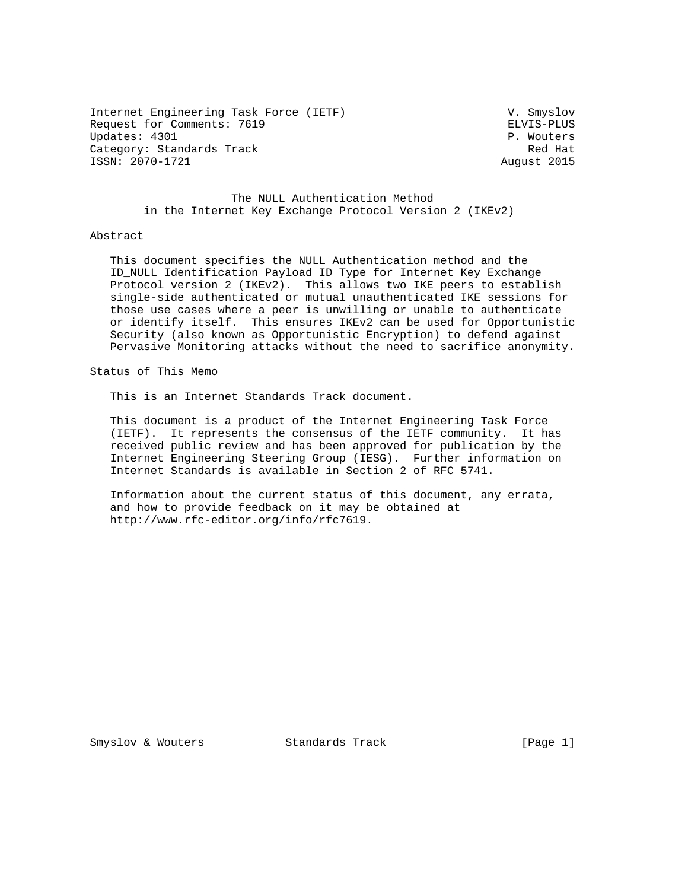Internet Engineering Task Force (IETF) V. Smyslov
Request for Comments: 7619 ELVIS-PLUS
Updates: 4301 P. Wouters
Category: Standards Track Red Hat
ISSN: 2070-1721 August 2015

# The NULL Authentication Method in the Internet Key Exchange Protocol Version 2 (IKEv2)

## Abstract

This document specifies the NULL Authentication method and the ID_NULL Identification Payload ID Type for Internet Key Exchange Protocol version 2 (IKEv2). This allows two IKE peers to establish single-side authenticated or mutual unauthenticated IKE sessions for those use cases where a peer is unwilling or unable to authenticate or identify itself. This ensures IKEv2 can be used for Opportunistic Security (also known as Opportunistic Encryption) to defend against Pervasive Monitoring attacks without the need to sacrifice anonymity.

## Status of This Memo

This is an Internet Standards Track document.

This document is a product of the Internet Engineering Task Force (IETF). It represents the consensus of the IETF community. It has received public review and has been approved for publication by the Internet Engineering Steering Group (IESG). Further information on Internet Standards is available in Section 2 of RFC 5741.

Information about the current status of this document, any errata, and how to provide feedback on it may be obtained at http://www.rfc-editor.org/info/rfc7619.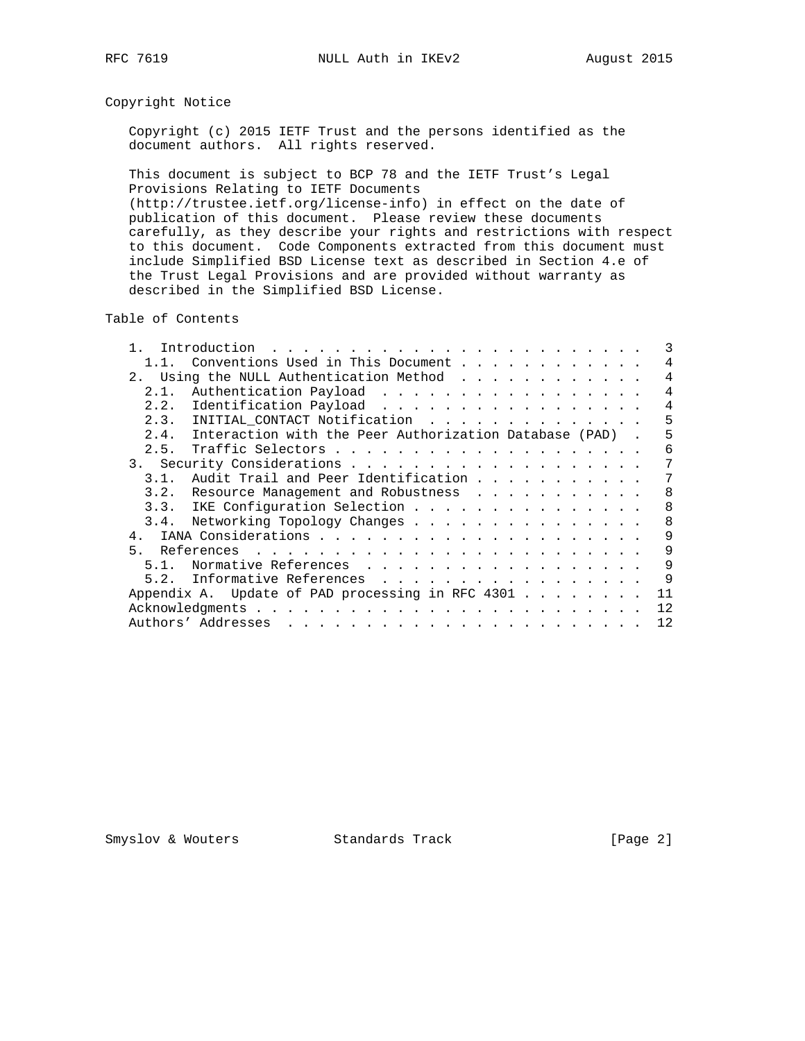## Copyright Notice

Copyright (c) 2015 IETF Trust and the persons identified as the document authors. All rights reserved.

This document is subject to BCP 78 and the IETF Trust's Legal Provisions Relating to IETF Documents (http://trustee.ietf.org/license-info) in effect on the date of publication of this document. Please review these documents carefully, as they describe your rights and restrictions with respect to this document. Code Components extracted from this document must include Simplified BSD License text as described in Section 4.e of the Trust Legal Provisions and are provided without warranty as described in the Simplified BSD License.

## Table of Contents

```
   1.  Introduction . . . . . . . . . . . . . . . . . . . . . . . .   3
     1.1.  Conventions Used in This Document  . . . . . . . . . . . .   4
   2.  Using the NULL Authentication Method . . . . . . . . . . . . .   4
     2.1.  Authentication Payload . . . . . . . . . . . . . . . . . .   4
     2.2.  Identification Payload . . . . . . . . . . . . . . . . . .   4
     2.3.  INITIAL_CONTACT Notification . . . . . . . . . . . . . . .   5
     2.4.  Interaction with the Peer Authorization Database (PAD)  .   5
     2.5.  Traffic Selectors  . . . . . . . . . . . . . . . . . . . .   6
   3.  Security Considerations  . . . . . . . . . . . . . . . . . . .   7
     3.1.  Audit Trail and Peer Identification  . . . . . . . . . . .   7
     3.2.  Resource Management and Robustness . . . . . . . . . . . .   8
     3.3.  IKE Configuration Selection  . . . . . . . . . . . . . . .   8
     3.4.  Networking Topology Changes  . . . . . . . . . . . . . . .   8
   4.  IANA Considerations  . . . . . . . . . . . . . . . . . . . . .   9
   5.  References . . . . . . . . . . . . . . . . . . . . . . . . . .   9
     5.1.  Normative References . . . . . . . . . . . . . . . . . . .   9
     5.2.  Informative References . . . . . . . . . . . . . . . . . .   9
   Appendix A.  Update of PAD processing in RFC 4301  . . . . . . . .  11
   Acknowledgments  . . . . . . . . . . . . . . . . . . . . . . . . .  12
   Authors' Addresses . . . . . . . . . . . . . . . . . . . . . . . .  12
```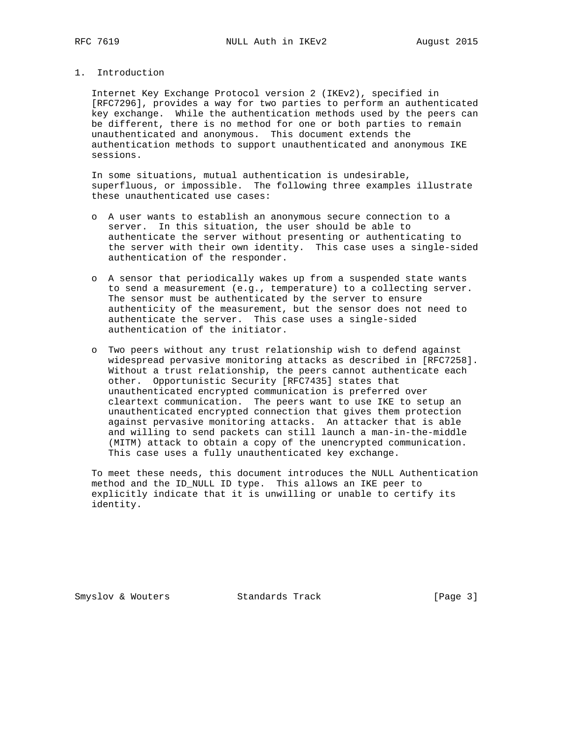## 1. Introduction

Internet Key Exchange Protocol version 2 (IKEv2), specified in [RFC7296], provides a way for two parties to perform an authenticated key exchange. While the authentication methods used by the peers can be different, there is no method for one or both parties to remain unauthenticated and anonymous. This document extends the authentication methods to support unauthenticated and anonymous IKE sessions.

In some situations, mutual authentication is undesirable, superfluous, or impossible. The following three examples illustrate these unauthenticated use cases:

- A user wants to establish an anonymous secure connection to a server. In this situation, the user should be able to authenticate the server without presenting or authenticating to the server with their own identity. This case uses a single-sided authentication of the responder.
- A sensor that periodically wakes up from a suspended state wants to send a measurement (e.g., temperature) to a collecting server. The sensor must be authenticated by the server to ensure authenticity of the measurement, but the sensor does not need to authenticate the server. This case uses a single-sided authentication of the initiator.
- Two peers without any trust relationship wish to defend against widespread pervasive monitoring attacks as described in [RFC7258]. Without a trust relationship, the peers cannot authenticate each other. Opportunistic Security [RFC7435] states that unauthenticated encrypted communication is preferred over cleartext communication. The peers want to use IKE to setup an unauthenticated encrypted connection that gives them protection against pervasive monitoring attacks. An attacker that is able and willing to send packets can still launch a man-in-the-middle (MITM) attack to obtain a copy of the unencrypted communication. This case uses a fully unauthenticated key exchange.

To meet these needs, this document introduces the NULL Authentication method and the ID_NULL ID type. This allows an IKE peer to explicitly indicate that it is unwilling or unable to certify its identity.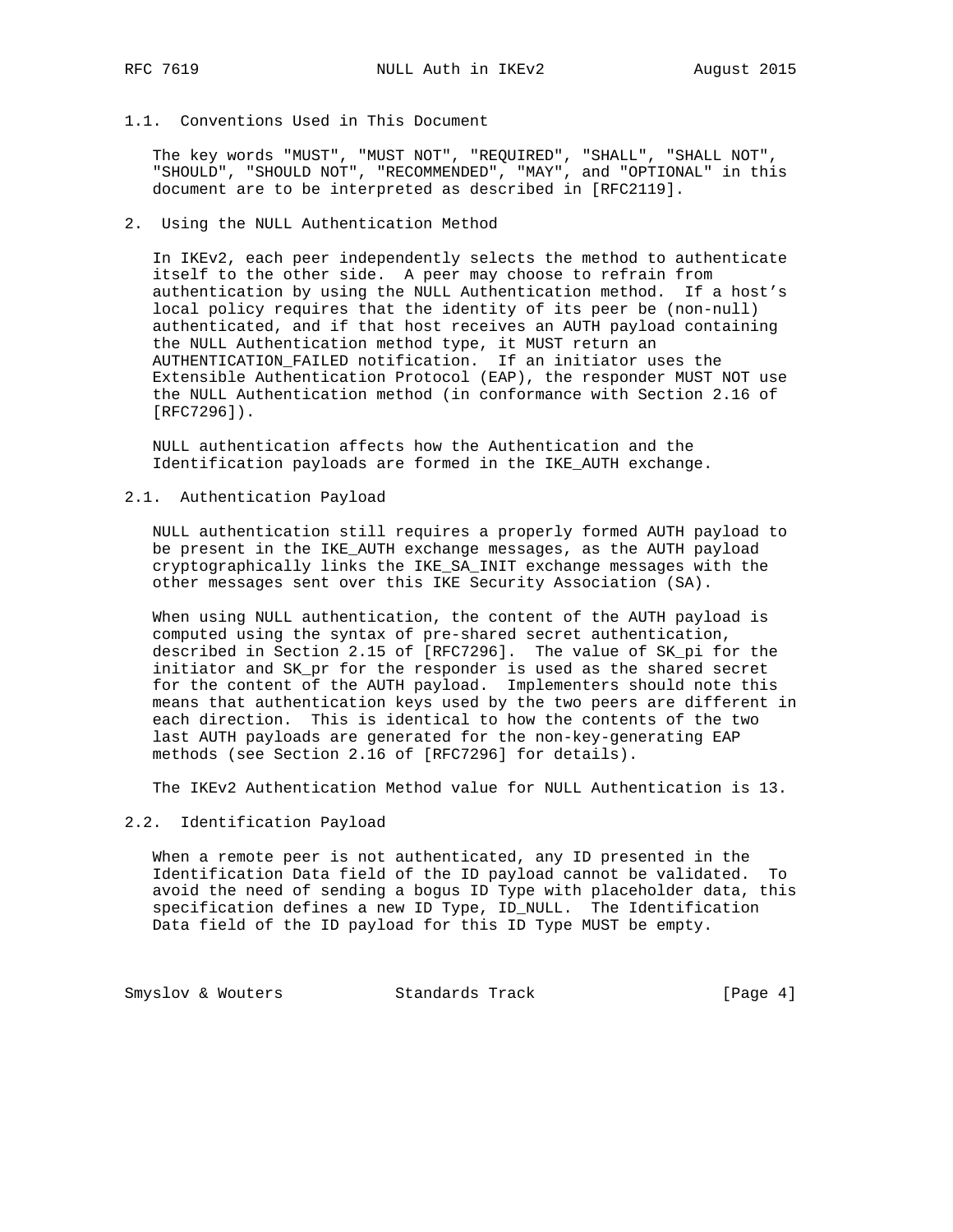### 1.1. Conventions Used in This Document

The key words "MUST", "MUST NOT", "REQUIRED", "SHALL", "SHALL NOT", "SHOULD", "SHOULD NOT", "RECOMMENDED", "MAY", and "OPTIONAL" in this document are to be interpreted as described in [RFC2119].

## 2. Using the NULL Authentication Method

In IKEv2, each peer independently selects the method to authenticate itself to the other side. A peer may choose to refrain from authentication by using the NULL Authentication method. If a host's local policy requires that the identity of its peer be (non-null) authenticated, and if that host receives an AUTH payload containing the NULL Authentication method type, it MUST return an AUTHENTICATION_FAILED notification. If an initiator uses the Extensible Authentication Protocol (EAP), the responder MUST NOT use the NULL Authentication method (in conformance with Section 2.16 of [RFC7296]).

NULL authentication affects how the Authentication and the Identification payloads are formed in the IKE_AUTH exchange.

### 2.1. Authentication Payload

NULL authentication still requires a properly formed AUTH payload to be present in the IKE_AUTH exchange messages, as the AUTH payload cryptographically links the IKE_SA_INIT exchange messages with the other messages sent over this IKE Security Association (SA).

When using NULL authentication, the content of the AUTH payload is computed using the syntax of pre-shared secret authentication, described in Section 2.15 of [RFC7296]. The value of SK_pi for the initiator and SK_pr for the responder is used as the shared secret for the content of the AUTH payload. Implementers should note this means that authentication keys used by the two peers are different in each direction. This is identical to how the contents of the two last AUTH payloads are generated for the non-key-generating EAP methods (see Section 2.16 of [RFC7296] for details).

The IKEv2 Authentication Method value for NULL Authentication is 13.

### 2.2. Identification Payload

When a remote peer is not authenticated, any ID presented in the Identification Data field of the ID payload cannot be validated. To avoid the need of sending a bogus ID Type with placeholder data, this specification defines a new ID Type, ID_NULL. The Identification Data field of the ID payload for this ID Type MUST be empty.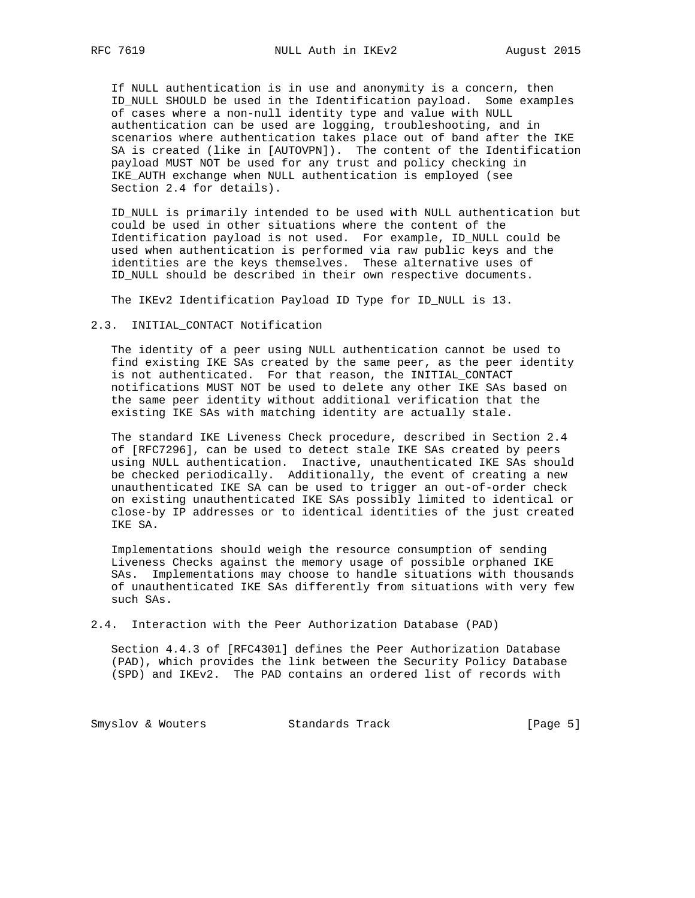If NULL authentication is in use and anonymity is a concern, then ID_NULL SHOULD be used in the Identification payload. Some examples of cases where a non-null identity type and value with NULL authentication can be used are logging, troubleshooting, and in scenarios where authentication takes place out of band after the IKE SA is created (like in [AUTOVPN]). The content of the Identification payload MUST NOT be used for any trust and policy checking in IKE_AUTH exchange when NULL authentication is employed (see Section 2.4 for details).

ID_NULL is primarily intended to be used with NULL authentication but could be used in other situations where the content of the Identification payload is not used. For example, ID_NULL could be used when authentication is performed via raw public keys and the identities are the keys themselves. These alternative uses of ID_NULL should be described in their own respective documents.

The IKEv2 Identification Payload ID Type for ID_NULL is 13.

## 2.3. INITIAL_CONTACT Notification

The identity of a peer using NULL authentication cannot be used to find existing IKE SAs created by the same peer, as the peer identity is not authenticated. For that reason, the INITIAL_CONTACT notifications MUST NOT be used to delete any other IKE SAs based on the same peer identity without additional verification that the existing IKE SAs with matching identity are actually stale.

The standard IKE Liveness Check procedure, described in Section 2.4 of [RFC7296], can be used to detect stale IKE SAs created by peers using NULL authentication. Inactive, unauthenticated IKE SAs should be checked periodically. Additionally, the event of creating a new unauthenticated IKE SA can be used to trigger an out-of-order check on existing unauthenticated IKE SAs possibly limited to identical or close-by IP addresses or to identical identities of the just created IKE SA.

Implementations should weigh the resource consumption of sending Liveness Checks against the memory usage of possible orphaned IKE SAs. Implementations may choose to handle situations with thousands of unauthenticated IKE SAs differently from situations with very few such SAs.

## 2.4. Interaction with the Peer Authorization Database (PAD)

Section 4.4.3 of [RFC4301] defines the Peer Authorization Database (PAD), which provides the link between the Security Policy Database (SPD) and IKEv2. The PAD contains an ordered list of records with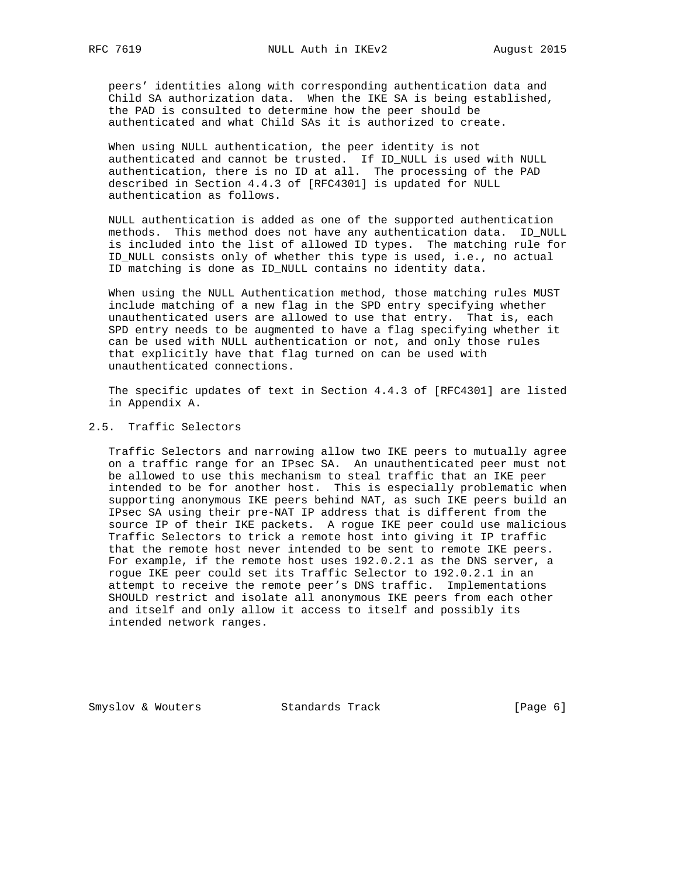peers' identities along with corresponding authentication data and Child SA authorization data. When the IKE SA is being established, the PAD is consulted to determine how the peer should be authenticated and what Child SAs it is authorized to create.

When using NULL authentication, the peer identity is not authenticated and cannot be trusted. If ID_NULL is used with NULL authentication, there is no ID at all. The processing of the PAD described in Section 4.4.3 of [RFC4301] is updated for NULL authentication as follows.

NULL authentication is added as one of the supported authentication methods. This method does not have any authentication data. ID_NULL is included into the list of allowed ID types. The matching rule for ID_NULL consists only of whether this type is used, i.e., no actual ID matching is done as ID_NULL contains no identity data.

When using the NULL Authentication method, those matching rules MUST include matching of a new flag in the SPD entry specifying whether unauthenticated users are allowed to use that entry. That is, each SPD entry needs to be augmented to have a flag specifying whether it can be used with NULL authentication or not, and only those rules that explicitly have that flag turned on can be used with unauthenticated connections.

The specific updates of text in Section 4.4.3 of [RFC4301] are listed in Appendix A.

### 2.5. Traffic Selectors

Traffic Selectors and narrowing allow two IKE peers to mutually agree on a traffic range for an IPsec SA. An unauthenticated peer must not be allowed to use this mechanism to steal traffic that an IKE peer intended to be for another host. This is especially problematic when supporting anonymous IKE peers behind NAT, as such IKE peers build an IPsec SA using their pre-NAT IP address that is different from the source IP of their IKE packets. A rogue IKE peer could use malicious Traffic Selectors to trick a remote host into giving it IP traffic that the remote host never intended to be sent to remote IKE peers. For example, if the remote host uses 192.0.2.1 as the DNS server, a rogue IKE peer could set its Traffic Selector to 192.0.2.1 in an attempt to receive the remote peer's DNS traffic. Implementations SHOULD restrict and isolate all anonymous IKE peers from each other and itself and only allow it access to itself and possibly its intended network ranges.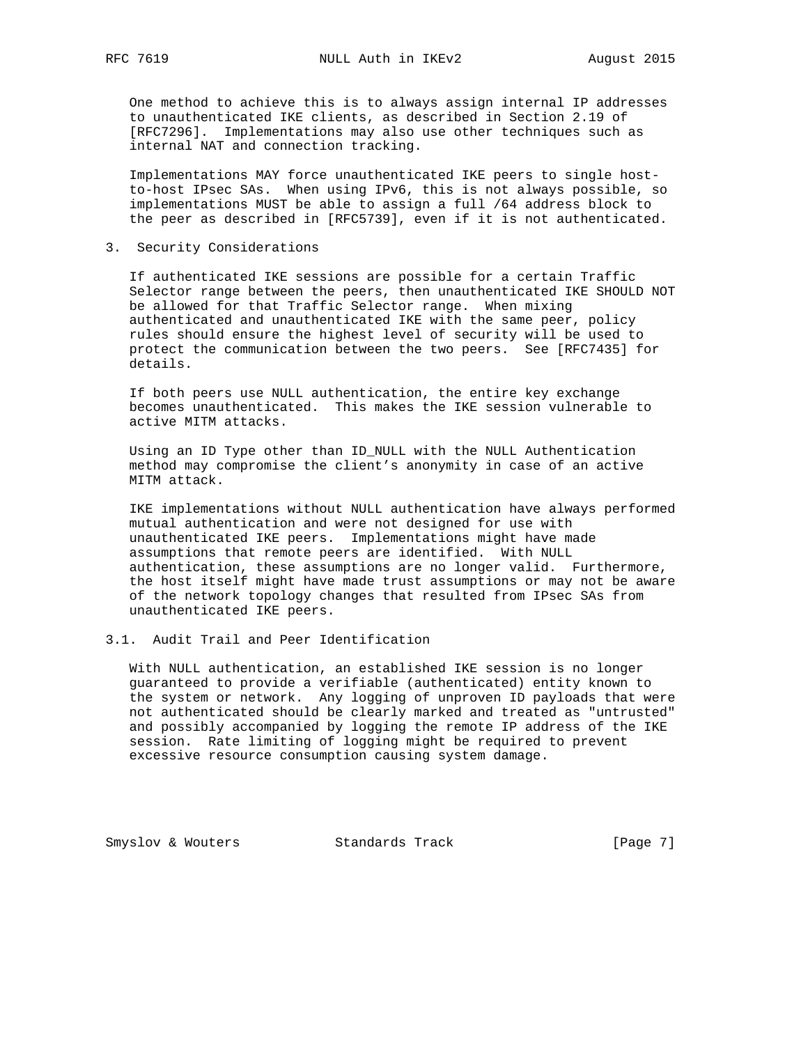One method to achieve this is to always assign internal IP addresses to unauthenticated IKE clients, as described in Section 2.19 of [RFC7296]. Implementations may also use other techniques such as internal NAT and connection tracking.

Implementations MAY force unauthenticated IKE peers to single host-to-host IPsec SAs. When using IPv6, this is not always possible, so implementations MUST be able to assign a full /64 address block to the peer as described in [RFC5739], even if it is not authenticated.

## 3. Security Considerations

If authenticated IKE sessions are possible for a certain Traffic Selector range between the peers, then unauthenticated IKE SHOULD NOT be allowed for that Traffic Selector range. When mixing authenticated and unauthenticated IKE with the same peer, policy rules should ensure the highest level of security will be used to protect the communication between the two peers. See [RFC7435] for details.

If both peers use NULL authentication, the entire key exchange becomes unauthenticated. This makes the IKE session vulnerable to active MITM attacks.

Using an ID Type other than ID_NULL with the NULL Authentication method may compromise the client's anonymity in case of an active MITM attack.

IKE implementations without NULL authentication have always performed mutual authentication and were not designed for use with unauthenticated IKE peers. Implementations might have made assumptions that remote peers are identified. With NULL authentication, these assumptions are no longer valid. Furthermore, the host itself might have made trust assumptions or may not be aware of the network topology changes that resulted from IPsec SAs from unauthenticated IKE peers.

### 3.1. Audit Trail and Peer Identification

With NULL authentication, an established IKE session is no longer guaranteed to provide a verifiable (authenticated) entity known to the system or network. Any logging of unproven ID payloads that were not authenticated should be clearly marked and treated as "untrusted" and possibly accompanied by logging the remote IP address of the IKE session. Rate limiting of logging might be required to prevent excessive resource consumption causing system damage.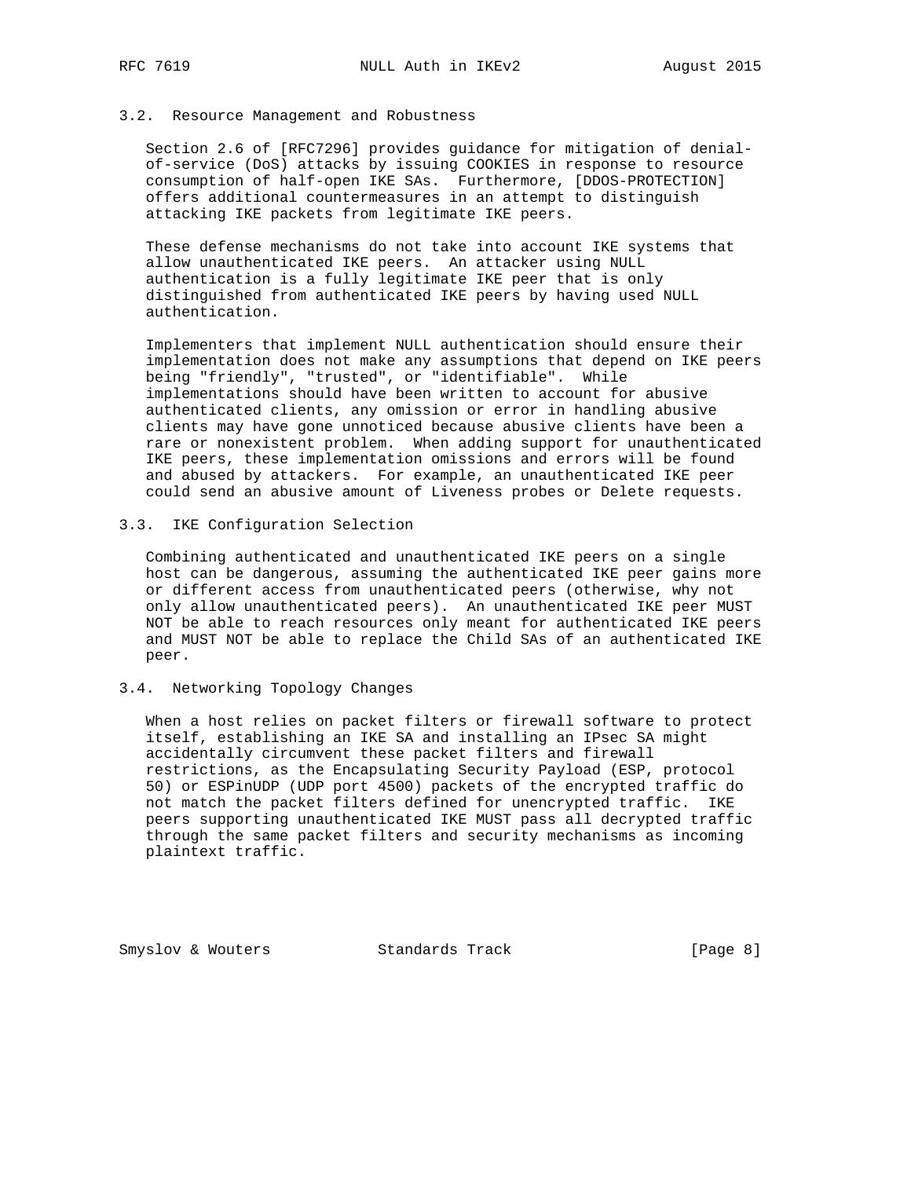### 3.2. Resource Management and Robustness

Section 2.6 of [RFC7296] provides guidance for mitigation of denial-of-service (DoS) attacks by issuing COOKIES in response to resource consumption of half-open IKE SAs. Furthermore, [DDOS-PROTECTION] offers additional countermeasures in an attempt to distinguish attacking IKE packets from legitimate IKE peers.

These defense mechanisms do not take into account IKE systems that allow unauthenticated IKE peers. An attacker using NULL authentication is a fully legitimate IKE peer that is only distinguished from authenticated IKE peers by having used NULL authentication.

Implementers that implement NULL authentication should ensure their implementation does not make any assumptions that depend on IKE peers being "friendly", "trusted", or "identifiable". While implementations should have been written to account for abusive authenticated clients, any omission or error in handling abusive clients may have gone unnoticed because abusive clients have been a rare or nonexistent problem. When adding support for unauthenticated IKE peers, these implementation omissions and errors will be found and abused by attackers. For example, an unauthenticated IKE peer could send an abusive amount of Liveness probes or Delete requests.

### 3.3. IKE Configuration Selection

Combining authenticated and unauthenticated IKE peers on a single host can be dangerous, assuming the authenticated IKE peer gains more or different access from unauthenticated peers (otherwise, why not only allow unauthenticated peers). An unauthenticated IKE peer MUST NOT be able to reach resources only meant for authenticated IKE peers and MUST NOT be able to replace the Child SAs of an authenticated IKE peer.

### 3.4. Networking Topology Changes

When a host relies on packet filters or firewall software to protect itself, establishing an IKE SA and installing an IPsec SA might accidentally circumvent these packet filters and firewall restrictions, as the Encapsulating Security Payload (ESP, protocol 50) or ESPinUDP (UDP port 4500) packets of the encrypted traffic do not match the packet filters defined for unencrypted traffic. IKE peers supporting unauthenticated IKE MUST pass all decrypted traffic through the same packet filters and security mechanisms as incoming plaintext traffic.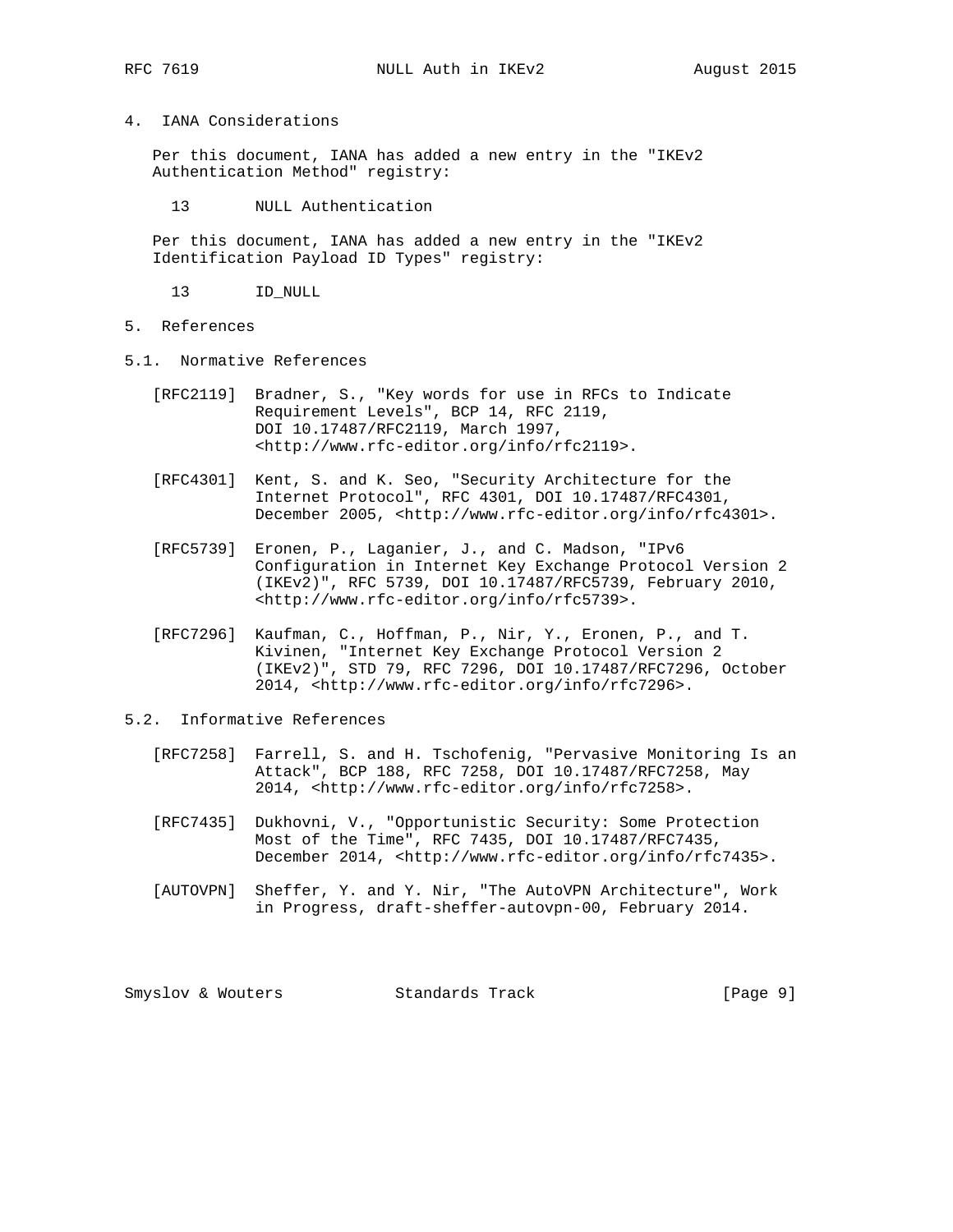## 4. IANA Considerations

Per this document, IANA has added a new entry in the "IKEv2 Authentication Method" registry:

13 NULL Authentication

Per this document, IANA has added a new entry in the "IKEv2 Identification Payload ID Types" registry:

13 ID_NULL

## 5. References

### 5.1. Normative References

[RFC2119] Bradner, S., "Key words for use in RFCs to Indicate Requirement Levels", BCP 14, RFC 2119, DOI 10.17487/RFC2119, March 1997, <http://www.rfc-editor.org/info/rfc2119>.

[RFC4301] Kent, S. and K. Seo, "Security Architecture for the Internet Protocol", RFC 4301, DOI 10.17487/RFC4301, December 2005, <http://www.rfc-editor.org/info/rfc4301>.

[RFC5739] Eronen, P., Laganier, J., and C. Madson, "IPv6 Configuration in Internet Key Exchange Protocol Version 2 (IKEv2)", RFC 5739, DOI 10.17487/RFC5739, February 2010, <http://www.rfc-editor.org/info/rfc5739>.

[RFC7296] Kaufman, C., Hoffman, P., Nir, Y., Eronen, P., and T. Kivinen, "Internet Key Exchange Protocol Version 2 (IKEv2)", STD 79, RFC 7296, DOI 10.17487/RFC7296, October 2014, <http://www.rfc-editor.org/info/rfc7296>.

### 5.2. Informative References

[RFC7258] Farrell, S. and H. Tschofenig, "Pervasive Monitoring Is an Attack", BCP 188, RFC 7258, DOI 10.17487/RFC7258, May 2014, <http://www.rfc-editor.org/info/rfc7258>.

[RFC7435] Dukhovni, V., "Opportunistic Security: Some Protection Most of the Time", RFC 7435, DOI 10.17487/RFC7435, December 2014, <http://www.rfc-editor.org/info/rfc7435>.

[AUTOVPN] Sheffer, Y. and Y. Nir, "The AutoVPN Architecture", Work in Progress, draft-sheffer-autovpn-00, February 2014.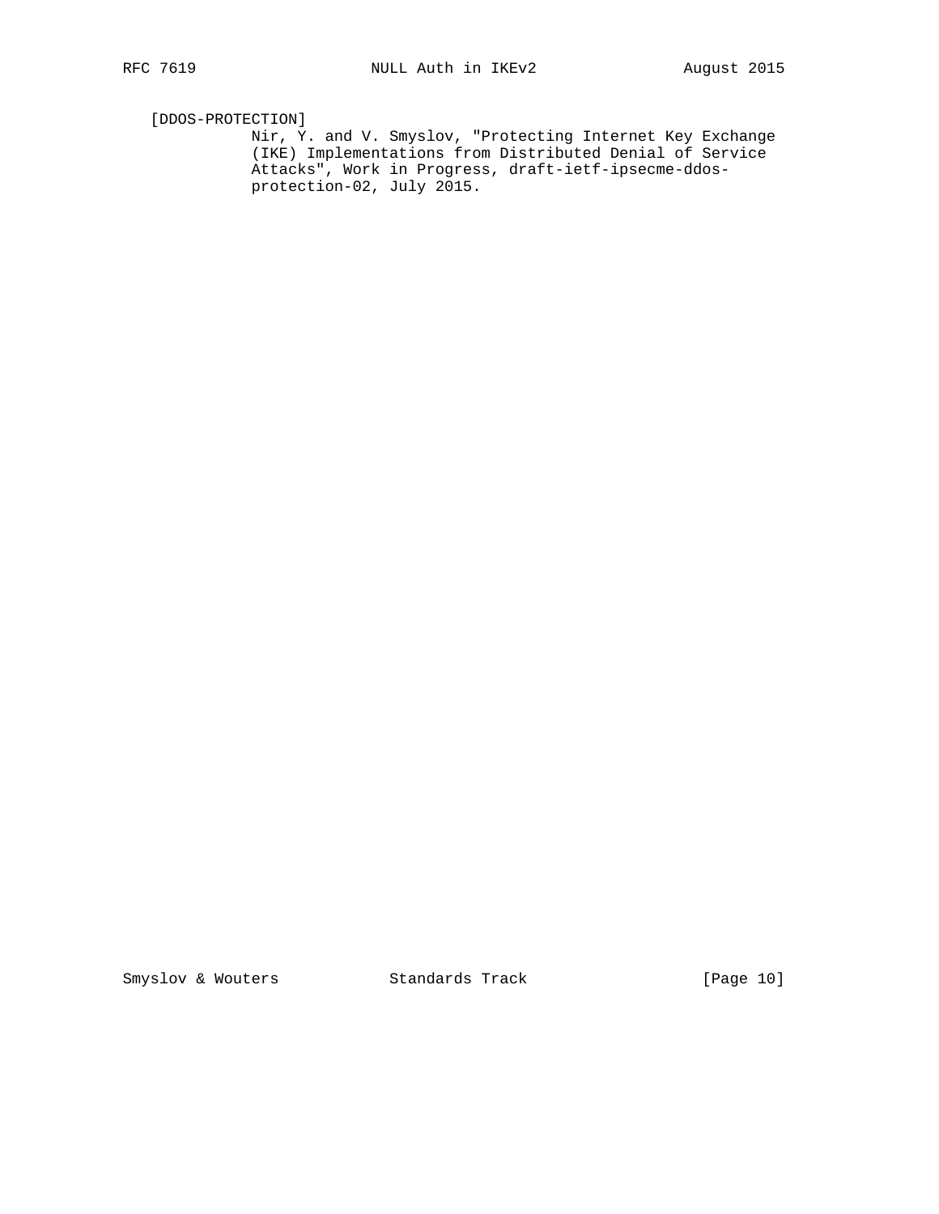[DDOS-PROTECTION]
Nir, Y. and V. Smyslov, "Protecting Internet Key Exchange (IKE) Implementations from Distributed Denial of Service Attacks", Work in Progress, draft-ietf-ipsecme-ddos-protection-02, July 2015.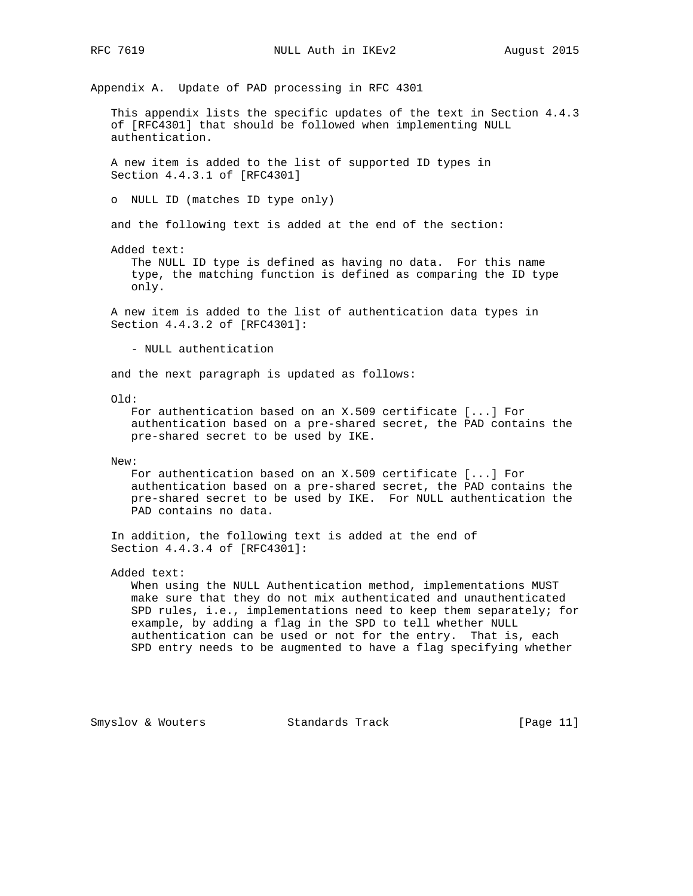## Appendix A. Update of PAD processing in RFC 4301

This appendix lists the specific updates of the text in Section 4.4.3 of [RFC4301] that should be followed when implementing NULL authentication.

A new item is added to the list of supported ID types in Section 4.4.3.1 of [RFC4301]

- NULL ID (matches ID type only)

and the following text is added at the end of the section:

Added text:

> The NULL ID type is defined as having no data. For this name type, the matching function is defined as comparing the ID type only.

A new item is added to the list of authentication data types in Section 4.4.3.2 of [RFC4301]:

- NULL authentication

and the next paragraph is updated as follows:

Old:

> For authentication based on an X.509 certificate [...] For authentication based on a pre-shared secret, the PAD contains the pre-shared secret to be used by IKE.

New:

> For authentication based on an X.509 certificate [...] For authentication based on a pre-shared secret, the PAD contains the pre-shared secret to be used by IKE. For NULL authentication the PAD contains no data.

In addition, the following text is added at the end of Section 4.4.3.4 of [RFC4301]:

Added text:

> When using the NULL Authentication method, implementations MUST make sure that they do not mix authenticated and unauthenticated SPD rules, i.e., implementations need to keep them separately; for example, by adding a flag in the SPD to tell whether NULL authentication can be used or not for the entry. That is, each SPD entry needs to be augmented to have a flag specifying whether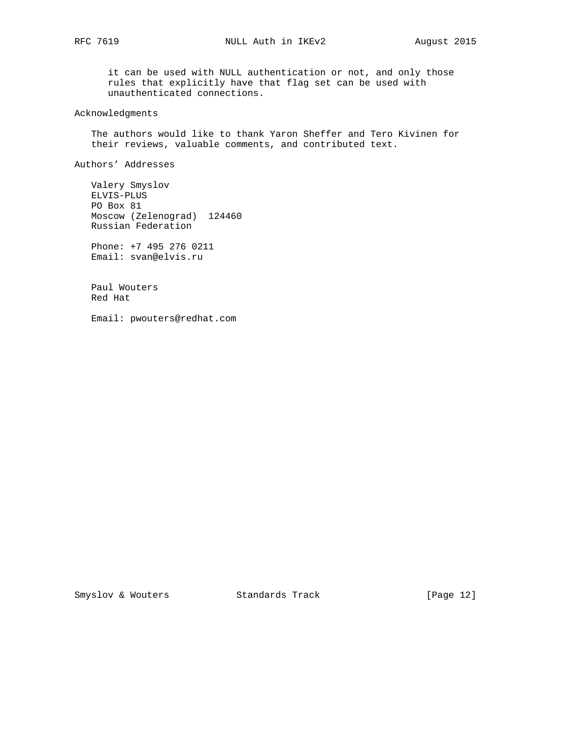it can be used with NULL authentication or not, and only those rules that explicitly have that flag set can be used with unauthenticated connections.

## Acknowledgments

The authors would like to thank Yaron Sheffer and Tero Kivinen for their reviews, valuable comments, and contributed text.

## Authors' Addresses

Valery Smyslov
ELVIS-PLUS
PO Box 81
Moscow (Zelenograd)  124460
Russian Federation

Phone: +7 495 276 0211
Email: svan@elvis.ru

Paul Wouters
Red Hat

Email: pwouters@redhat.com